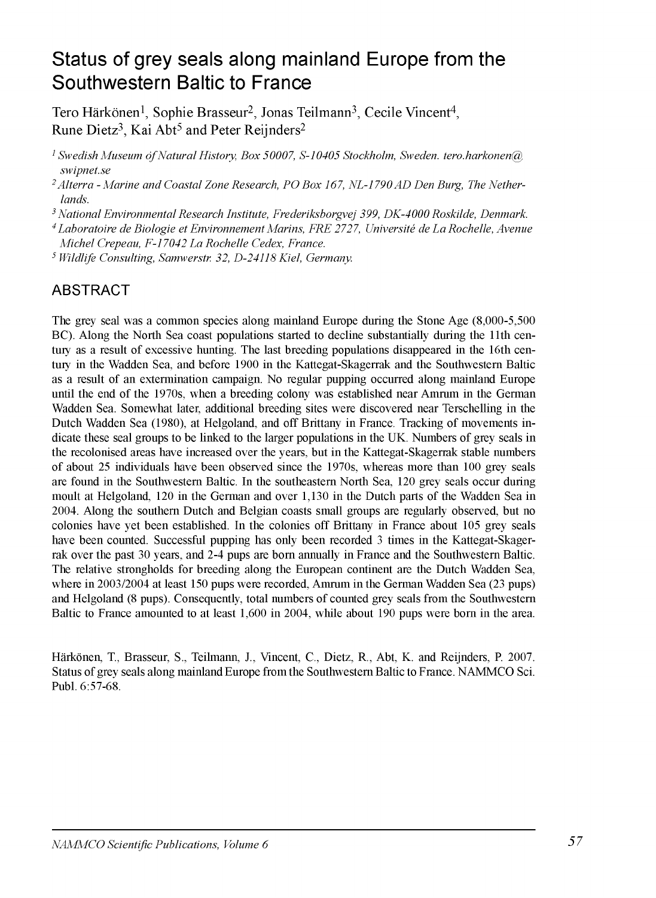# Status of grey seals along mainland Europe from the Southwestern Baltic to France

Tero Härkönen[1], Sophie Brasseur[2], Jonas Teilmann[3], Cecile Vincent[4], Rune Dietz[3], Kai Abt[5] and Peter Reijnders[2]

[1] *Swedish Museum of Natural History, Box 50007, S-10405 Stockholm, Sweden. tero.harkonen@swipnet.se*

[2] *Alterra - Marine and Coastal Zone Research, PO Box 167, NL-1790 AD Den Burg, The Netherlands.*

[3] *National Environmental Research Institute, Frederiksborgvej 399, DK-4000 Roskilde, Denmark.*

[4] *Laboratoire de Biologie et Environnement Marins, FRE 2727, Université de La Rochelle, Avenue Michel Crepeau, F-17042 La Rochelle Cedex, France.*

[5] *Wildlife Consulting, Samwerstr. 32, D-24118 Kiel, Germany.*

## ABSTRACT

The grey seal was a common species along mainland Europe during the Stone Age (8,000-5,500 BC). Along the North Sea coast populations started to decline substantially during the 11th century as a result of excessive hunting. The last breeding populations disappeared in the 16th century in the Wadden Sea, and before 1900 in the Kattegat-Skagerrak and the Southwestern Baltic as a result of an extermination campaign. No regular pupping occurred along mainland Europe until the end of the 1970s, when a breeding colony was established near Amrum in the German Wadden Sea. Somewhat later, additional breeding sites were discovered near Terschelling in the Dutch Wadden Sea (1980), at Helgoland, and off Brittany in France. Tracking of movements indicate these seal groups to be linked to the larger populations in the UK. Numbers of grey seals in the recolonised areas have increased over the years, but in the Kattegat-Skagerrak stable numbers of about 25 individuals have been observed since the 1970s, whereas more than 100 grey seals are found in the Southwestern Baltic. In the southeastern North Sea, 120 grey seals occur during moult at Helgoland, 120 in the German and over 1,130 in the Dutch parts of the Wadden Sea in 2004. Along the southern Dutch and Belgian coasts small groups are regularly observed, but no colonies have yet been established. In the colonies off Brittany in France about 105 grey seals have been counted. Successful pupping has only been recorded 3 times in the Kattegat-Skagerrak over the past 30 years, and 2-4 pups are born annually in France and the Southwestern Baltic. The relative strongholds for breeding along the European continent are the Dutch Wadden Sea, where in 2003/2004 at least 150 pups were recorded, Amrum in the German Wadden Sea (23 pups) and Helgoland (8 pups). Consequently, total numbers of counted grey seals from the Southwestern Baltic to France amounted to at least 1,600 in 2004, while about 190 pups were born in the area.

Härkönen, T., Brasseur, S., Teilmann, J., Vincent, C., Dietz, R., Abt, K. and Reijnders, P. 2007. Status of grey seals along mainland Europe from the Southwestern Baltic to France. NAMMCO Sci. Publ. 6:57-68.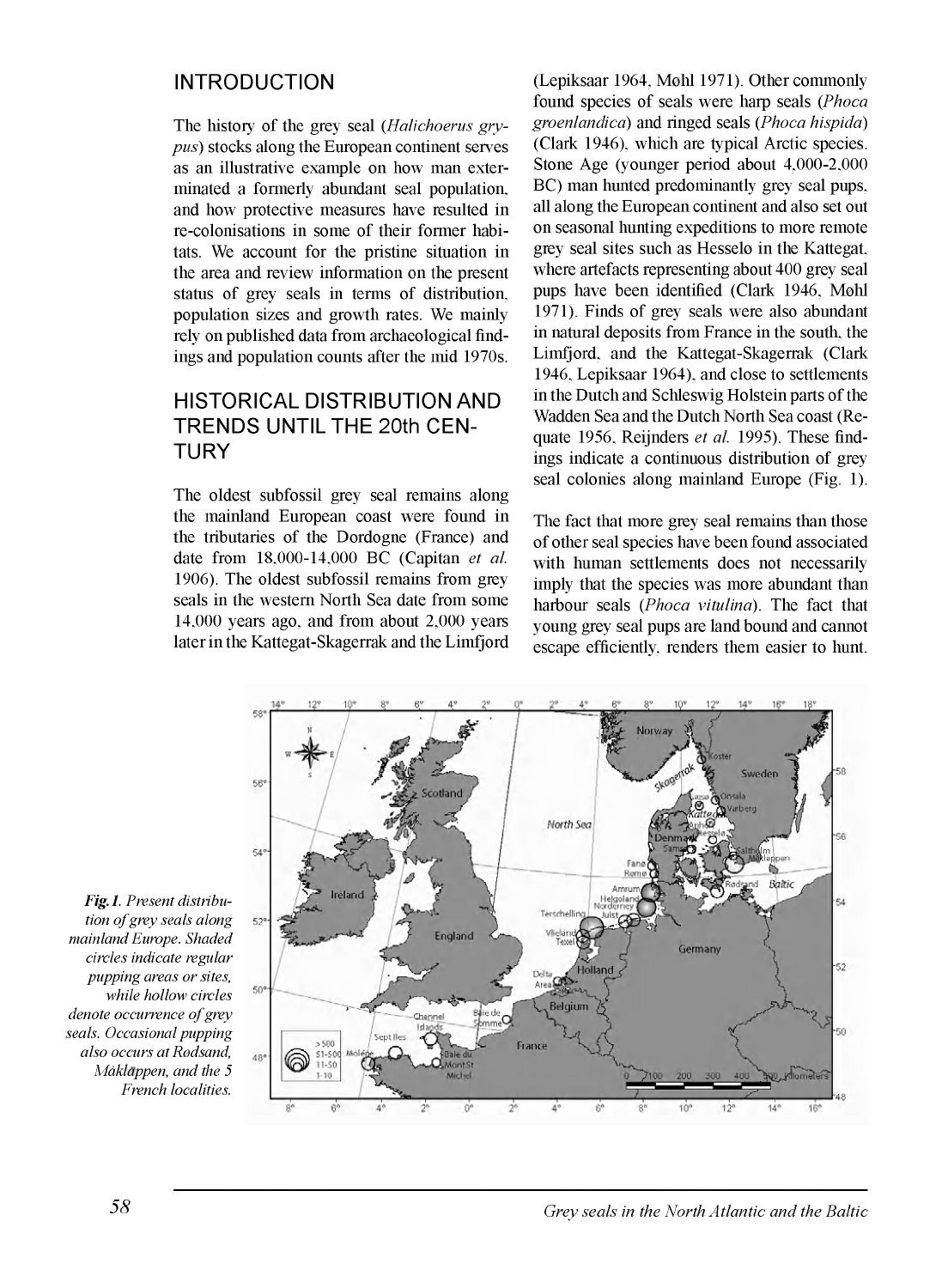## INTRODUCTION

The history of the grey seal (*Halichoerus grypus*) stocks along the European continent serves as an illustrative example on how man exterminated a formerly abundant seal population, and how protective measures have resulted in re-colonisations in some of their former habitats. We account for the pristine situation in the area and review information on the present status of grey seals in terms of distribution, population sizes and growth rates. We mainly rely on published data from archaeological findings and population counts after the mid 1970s.

## HISTORICAL DISTRIBUTION AND TRENDS UNTIL THE 20th CENTURY

The oldest subfossil grey seal remains along the mainland European coast were found in the tributaries of the Dordogne (France) and date from 18,000-14,000 BC (Capitan *et al.* 1906). The oldest subfossil remains from grey seals in the western North Sea date from some 14,000 years ago, and from about 2,000 years later in the Kattegat-Skagerrak and the Limfjord (Lepiksaar 1964, Møhl 1971). Other commonly found species of seals were harp seals (*Phoca groenlandica*) and ringed seals (*Phoca hispida*) (Clark 1946), which are typical Arctic species. Stone Age (younger period about 4,000-2,000 BC) man hunted predominantly grey seal pups, all along the European continent and also set out on seasonal hunting expeditions to more remote grey seal sites such as Hesselø in the Kattegat, where artefacts representing about 400 grey seal pups have been identified (Clark 1946, Møhl 1971). Finds of grey seals were also abundant in natural deposits from France in the south, the Limfjord, and the Kattegat-Skagerrak (Clark 1946, Lepiksaar 1964), and close to settlements in the Dutch and Schleswig Holstein parts of the Wadden Sea and the Dutch North Sea coast (Requate 1956, Reijnders *et al.* 1995). These findings indicate a continuous distribution of grey seal colonies along mainland Europe (Fig. 1).

The fact that more grey seal remains than those of other seal species have been found associated with human settlements does not necessarily imply that the species was more abundant than harbour seals (*Phoca vitulina*). The fact that young grey seal pups are land bound and cannot escape efficiently, renders them easier to hunt.

***Fig. 1.*** *Present distribution of grey seals along mainland Europe. Shaded circles indicate regular pupping areas or sites, while hollow circles denote occurrence of grey seals. Occasional pupping also occurs at Rodsand, Måkläppen, and the 5 French localities.*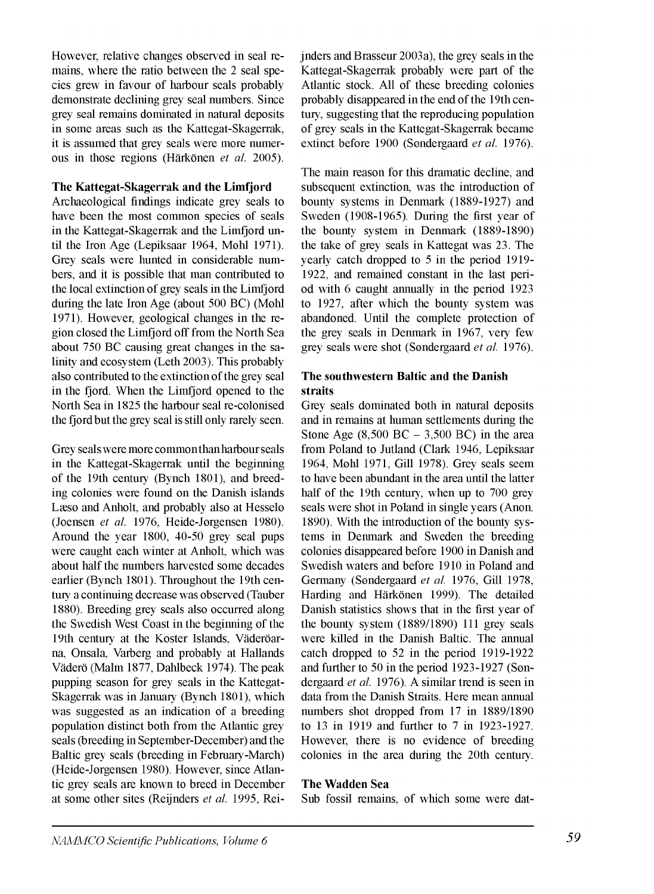However, relative changes observed in seal remains, where the ratio between the 2 seal species grew in favour of harbour seals probably demonstrate declining grey seal numbers. Since grey seal remains dominated in natural deposits in some areas such as the Kattegat-Skagerrak, it is assumed that grey seals were more numerous in those regions (Härkönen *et al.* 2005).

### The Kattegat-Skagerrak and the Limfjord

Archaeological findings indicate grey seals to have been the most common species of seals in the Kattegat-Skagerrak and the Limfjord until the Iron Age (Lepiksaar 1964, Møhl 1971). Grey seals were hunted in considerable numbers, and it is possible that man contributed to the local extinction of grey seals in the Limfjord during the late Iron Age (about 500 BC) (Møhl 1971). However, geological changes in the region closed the Limfjord off from the North Sea about 750 BC causing great changes in the salinity and ecosystem (Leth 2003). This probably also contributed to the extinction of the grey seal in the fjord. When the Limfjord opened to the North Sea in 1825 the harbour seal re-colonised the fjord but the grey seal is still only rarely seen.

Grey seals were more common than harbour seals in the Kattegat-Skagerrak until the beginning of the 19th century (Bynch 1801), and breeding colonies were found on the Danish islands Læsø and Anholt, and probably also at Hesselø (Joensen *et al.* 1976, Heide-Jørgensen 1980). Around the year 1800, 40-50 grey seal pups were caught each winter at Anholt, which was about half the numbers harvested some decades earlier (Bynch 1801). Throughout the 19th century a continuing decrease was observed (Tauber 1880). Breeding grey seals also occurred along the Swedish West Coast in the beginning of the 19th century at the Koster Islands, Väderöarna, Onsala, Varberg and probably at Hallands Väderö (Malm 1877, Dahlbeck 1974). The peak pupping season for grey seals in the Kattegat-Skagerrak was in January (Bynch 1801), which was suggested as an indication of a breeding population distinct both from the Atlantic grey seals (breeding in September-December) and the Baltic grey seals (breeding in February-March) (Heide-Jørgensen 1980). However, since Atlantic grey seals are known to breed in December at some other sites (Reijnders *et al.* 1995, Reijnders and Brasseur 2003a), the grey seals in the Kattegat-Skagerrak probably were part of the Atlantic stock. All of these breeding colonies probably disappeared in the end of the 19th century, suggesting that the reproducing population of grey seals in the Kattegat-Skagerrak became extinct before 1900 (Søndergaard *et al.* 1976).

The main reason for this dramatic decline, and subsequent extinction, was the introduction of bounty systems in Denmark (1889-1927) and Sweden (1908-1965). During the first year of the bounty system in Denmark (1889-1890) the take of grey seals in Kattegat was 23. The yearly catch dropped to 5 in the period 1919-1922, and remained constant in the last period with 6 caught annually in the period 1923 to 1927, after which the bounty system was abandoned. Until the complete protection of the grey seals in Denmark in 1967, very few grey seals were shot (Søndergaard *et al.* 1976).

### The southwestern Baltic and the Danish straits

Grey seals dominated both in natural deposits and in remains at human settlements during the Stone Age (8,500 BC – 3,500 BC) in the area from Poland to Jutland (Clark 1946, Lepiksaar 1964, Møhl 1971, Gill 1978). Grey seals seem to have been abundant in the area until the latter half of the 19th century, when up to 700 grey seals were shot in Poland in single years (Anon. 1890). With the introduction of the bounty systems in Denmark and Sweden the breeding colonies disappeared before 1900 in Danish and Swedish waters and before 1910 in Poland and Germany (Søndergaard *et al.* 1976, Gill 1978, Harding and Härkönen 1999). The detailed Danish statistics shows that in the first year of the bounty system (1889/1890) 111 grey seals were killed in the Danish Baltic. The annual catch dropped to 52 in the period 1919-1922 and further to 50 in the period 1923-1927 (Søndergaard *et al.* 1976). A similar trend is seen in data from the Danish Straits. Here mean annual numbers shot dropped from 17 in 1889/1890 to 13 in 1919 and further to 7 in 1923-1927. However, there is no evidence of breeding colonies in the area during the 20th century.

### The Wadden Sea

Sub fossil remains, of which some were dat-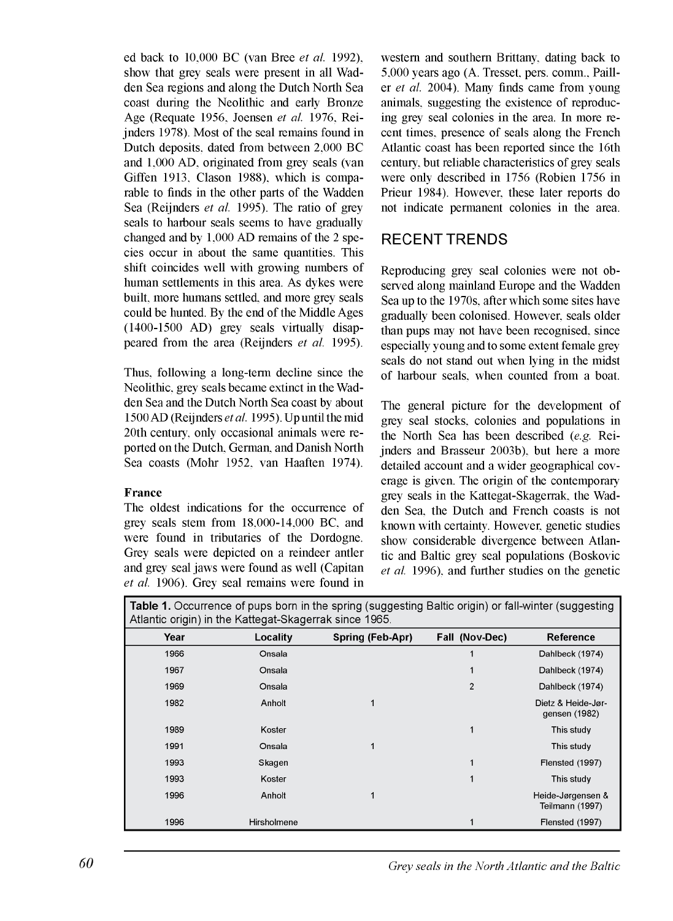ed back to 10,000 BC (van Bree *et al.* 1992), show that grey seals were present in all Wadden Sea regions and along the Dutch North Sea coast during the Neolithic and early Bronze Age (Requate 1956, Joensen *et al.* 1976, Reijnders 1978). Most of the seal remains found in Dutch deposits, dated from between 2,000 BC and 1,000 AD, originated from grey seals (van Giffen 1913, Clason 1988), which is comparable to finds in the other parts of the Wadden Sea (Reijnders *et al.* 1995). The ratio of grey seals to harbour seals seems to have gradually changed and by 1,000 AD remains of the 2 species occur in about the same quantities. This shift coincides well with growing numbers of human settlements in this area. As dykes were built, more humans settled, and more grey seals could be hunted. By the end of the Middle Ages (1400-1500 AD) grey seals virtually disappeared from the area (Reijnders *et al.* 1995).

Thus, following a long-term decline since the Neolithic, grey seals became extinct in the Wadden Sea and the Dutch North Sea coast by about 1500 AD (Reijnders *et al.* 1995). Up until the mid 20th century, only occasional animals were reported on the Dutch, German, and Danish North Sea coasts (Mohr 1952, van Haaften 1974).

**France**

The oldest indications for the occurrence of grey seals stem from 18,000-14,000 BC, and were found in tributaries of the Dordogne. Grey seals were depicted on a reindeer antler and grey seal jaws were found as well (Capitan *et al.* 1906). Grey seal remains were found in western and southern Brittany, dating back to 5,000 years ago (A. Tresset, pers. comm., Paillers *et al.* 2004). Many finds came from young animals, suggesting the existence of reproducing grey seal colonies in the area. In more recent times, presence of seals along the French Atlantic coast has been reported since the 16th century, but reliable characteristics of grey seals were only described in 1756 (Robien 1756 in Prieur 1984). However, these later reports do not indicate permanent colonies in the area.

## RECENT TRENDS

Reproducing grey seal colonies were not observed along mainland Europe and the Wadden Sea up to the 1970s, after which some sites have gradually been colonised. However, seals older than pups may not have been recognised, since especially young and to some extent female grey seals do not stand out when lying in the midst of harbour seals, when counted from a boat.

The general picture for the development of grey seal stocks, colonies and populations in the North Sea has been described (*e.g.* Reijnders and Brasseur 2003b), but here a more detailed account and a wider geographical coverage is given. The origin of the contemporary grey seals in the Kattegat-Skagerrak, the Wadden Sea, the Dutch and French coasts is not known with certainty. However, genetic studies show considerable divergence between Atlantic and Baltic grey seal populations (Boskovic *et al.* 1996), and further studies on the genetic

**Table 1.** Occurrence of pups born in the spring (suggesting Baltic origin) or fall-winter (suggesting Atlantic origin) in the Kattegat-Skagerrak since 1965.

| Year | Locality | Spring (Feb-Apr) | Fall (Nov-Dec) | Reference |
|---|---|---|---|---|
| 1966 | Onsala | | 1 | Dahlbeck (1974) |
| 1967 | Onsala | | 1 | Dahlbeck (1974) |
| 1969 | Onsala | | 2 | Dahlbeck (1974) |
| 1982 | Anholt | 1 | | Dietz & Heide-Jørgensen (1982) |
| 1989 | Koster | | 1 | This study |
| 1991 | Onsala | 1 | | This study |
| 1993 | Skagen | | 1 | Flensted (1997) |
| 1993 | Koster | | 1 | This study |
| 1996 | Anholt | 1 | | Heide-Jørgensen & Teilmann (1997) |
| 1996 | Hirsholmene | | 1 | Flensted (1997) |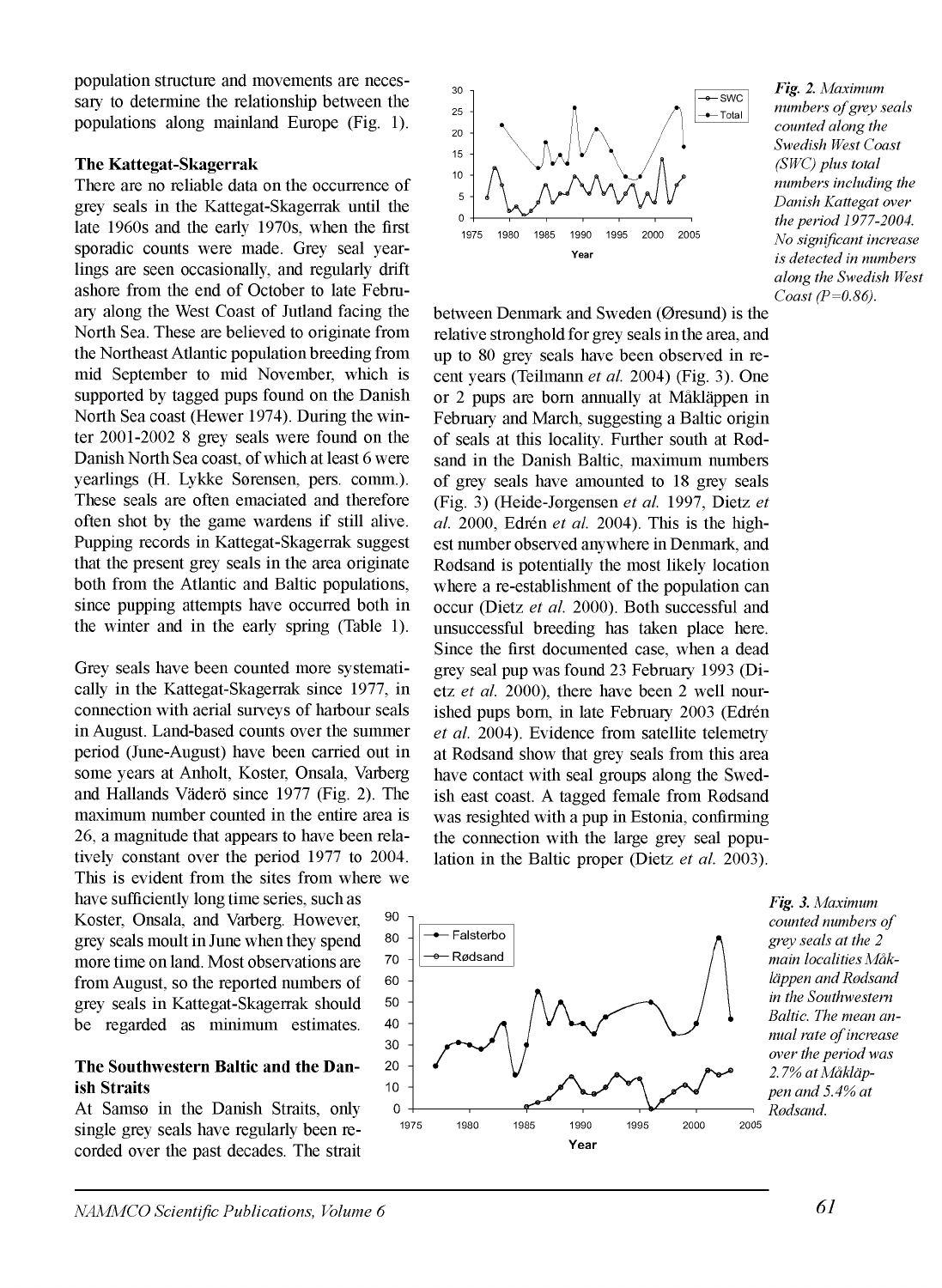population structure and movements are necessary to determine the relationship between the populations along mainland Europe (Fig. 1).

### The Kattegat-Skagerrak

There are no reliable data on the occurrence of grey seals in the Kattegat-Skagerrak until the late 1960s and the early 1970s, when the first sporadic counts were made. Grey seal yearlings are seen occasionally, and regularly drift ashore from the end of October to late February along the West Coast of Jutland facing the North Sea. These are believed to originate from the Northeast Atlantic population breeding from mid September to mid November, which is supported by tagged pups found on the Danish North Sea coast (Hewer 1974). During the winter 2001-2002 8 grey seals were found on the Danish North Sea coast, of which at least 6 were yearlings (H. Lykke Sørensen, pers. comm.). These seals are often emaciated and therefore often shot by the game wardens if still alive. Pupping records in Kattegat-Skagerrak suggest that the present grey seals in the area originate both from the Atlantic and Baltic populations, since pupping attempts have occurred both in the winter and in the early spring (Table 1).

Grey seals have been counted more systematically in the Kattegat-Skagerrak since 1977, in connection with aerial surveys of harbour seals in August. Land-based counts over the summer period (June-August) have been carried out in some years at Anholt, Koster, Onsala, Varberg and Hallands Väderö since 1977 (Fig. 2). The maximum number counted in the entire area is 26, a magnitude that appears to have been relatively constant over the period 1977 to 2004. This is evident from the sites from where we have sufficiently long time series, such as Koster, Onsala, and Varberg. However, grey seals moult in June when they spend more time on land. Most observations are from August, so the reported numbers of grey seals in Kattegat-Skagerrak should be regarded as minimum estimates.

### The Southwestern Baltic and the Danish Straits

At Samsø in the Danish Straits, only single grey seals have regularly been recorded over the past decades. The strait between Denmark and Sweden (Øresund) is the relative stronghold for grey seals in the area, and up to 80 grey seals have been observed in recent years (Teilmann *et al.* 2004) (Fig. 3). One or 2 pups are born annually at Måkläppen in February and March, suggesting a Baltic origin of seals at this locality. Further south at Rødsand in the Danish Baltic, maximum numbers of grey seals have amounted to 18 grey seals (Fig. 3) (Heide-Jørgensen *et al.* 1997, Dietz *et al.* 2000, Edrén *et al.* 2004). This is the highest number observed anywhere in Denmark, and Rødsand is potentially the most likely location where a re-establishment of the population can occur (Dietz *et al.* 2000). Both successful and unsuccessful breeding has taken place here. Since the first documented case, when a dead grey seal pup was found 23 February 1993 (Dietz *et al.* 2000), there have been 2 well nourished pups born, in late February 2003 (Edrén *et al.* 2004). Evidence from satellite telemetry at Rødsand show that grey seals from this area have contact with seal groups along the Swedish east coast. A tagged female from Rødsand was resighted with a pup in Estonia, confirming the connection with the large grey seal population in the Baltic proper (Dietz *et al.* 2003).

*Fig. 2. Maximum numbers of grey seals counted along the Swedish West Coast (SWC) plus total numbers including the Danish Kattegat over the period 1977-2004. No significant increase is detected in numbers along the Swedish West Coast (P=0.86).*

*Fig. 3. Maximum counted numbers of grey seals at the 2 main localities Måkläppen and Rødsand in the Southwestern Baltic. The mean annual rate of increase over the period was 2.7% at Måkläppen and 5.4% at Rødsand.*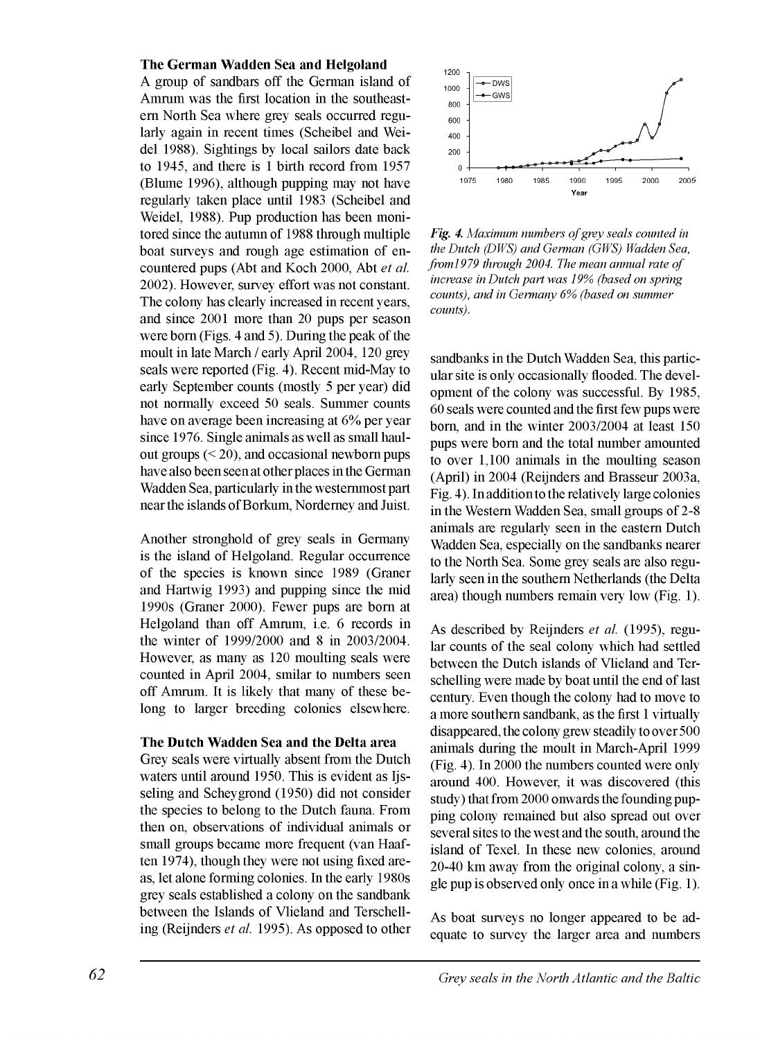### The German Wadden Sea and Helgoland

A group of sandbars off the German island of Amrum was the first location in the southeastern North Sea where grey seals occurred regularly again in recent times (Scheibel and Weidel 1988). Sightings by local sailors date back to 1945, and there is 1 birth record from 1957 (Blume 1996), although pupping may not have regularly taken place until 1983 (Scheibel and Weidel, 1988). Pup production has been monitored since the autumn of 1988 through multiple boat surveys and rough age estimation of encountered pups (Abt and Koch 2000, Abt *et al.* 2002). However, survey effort was not constant. The colony has clearly increased in recent years, and since 2001 more than 20 pups per season were born (Figs. 4 and 5). During the peak of the moult in late March / early April 2004, 120 grey seals were reported (Fig. 4). Recent mid-May to early September counts (mostly 5 per year) did not normally exceed 50 seals. Summer counts have on average been increasing at 6% per year since 1976. Single animals as well as small haul-out groups (< 20), and occasional newborn pups have also been seen at other places in the German Wadden Sea, particularly in the westernmost part near the islands of Borkum, Norderney and Juist.

Another stronghold of grey seals in Germany is the island of Helgoland. Regular occurrence of the species is known since 1989 (Graner and Hartwig 1993) and pupping since the mid 1990s (Graner 2000). Fewer pups are born at Helgoland than off Amrum, i.e. 6 records in the winter of 1999/2000 and 8 in 2003/2004. However, as many as 120 moulting seals were counted in April 2004, smilar to numbers seen off Amrum. It is likely that many of these belong to larger breeding colonies elsewhere.

### The Dutch Wadden Sea and the Delta area

Grey seals were virtually absent from the Dutch waters until around 1950. This is evident as Ijsseling and Scheygrond (1950) did not consider the species to belong to the Dutch fauna. From then on, observations of individual animals or small groups became more frequent (van Haaften 1974), though they were not using fixed areas, let alone forming colonies. In the early 1980s grey seals established a colony on the sandbank between the Islands of Vlieland and Terschelling (Reijnders *et al.* 1995). As opposed to other sandbanks in the Dutch Wadden Sea, this particular site is only occasionally flooded. The development of the colony was successful. By 1985, 60 seals were counted and the first few pups were born, and in the winter 2003/2004 at least 150 pups were born and the total number amounted to over 1,100 animals in the moulting season (April) in 2004 (Reijnders and Brasseur 2003a, Fig. 4). In addition to the relatively large colonies in the Western Wadden Sea, small groups of 2-8 animals are regularly seen in the eastern Dutch Wadden Sea, especially on the sandbanks nearer to the North Sea. Some grey seals are also regularly seen in the southern Netherlands (the Delta area) though numbers remain very low (Fig. 1).

*Fig. 4. Maximum numbers of grey seals counted in the Dutch (DWS) and German (GWS) Wadden Sea, from1979 through 2004. The mean annual rate of increase in Dutch part was 19% (based on spring counts), and in Germany 6% (based on summer counts).*

As described by Reijnders *et al.* (1995), regular counts of the seal colony which had settled between the Dutch islands of Vlieland and Terschelling were made by boat until the end of last century. Even though the colony had to move to a more southern sandbank, as the first 1 virtually disappeared, the colony grew steadily to over 500 animals during the moult in March-April 1999 (Fig. 4). In 2000 the numbers counted were only around 400. However, it was discovered (this study) that from 2000 onwards the founding pupping colony remained but also spread out over several sites to the west and the south, around the island of Texel. In these new colonies, around 20-40 km away from the original colony, a single pup is observed only once in a while (Fig. 1).

As boat surveys no longer appeared to be adequate to survey the larger area and numbers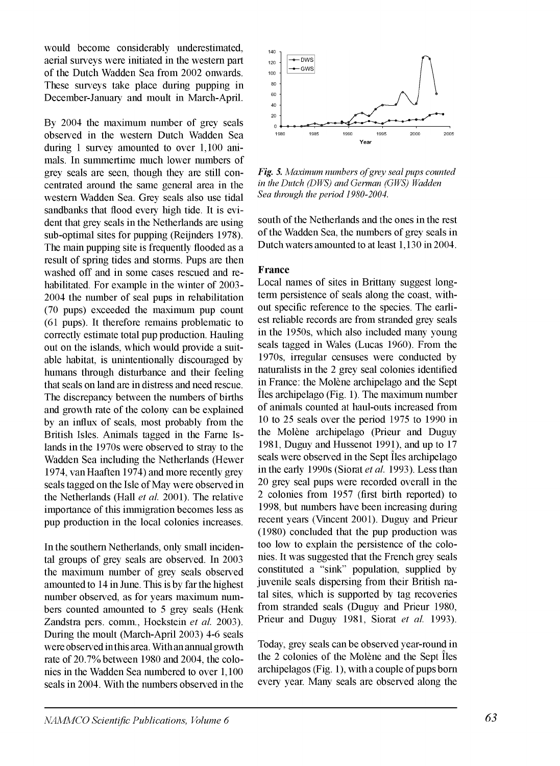would become considerably underestimated, aerial surveys were initiated in the western part of the Dutch Wadden Sea from 2002 onwards. These surveys take place during pupping in December-January and moult in March-April.

By 2004 the maximum number of grey seals observed in the western Dutch Wadden Sea during 1 survey amounted to over 1,100 animals. In summertime much lower numbers of grey seals are seen, though they are still concentrated around the same general area in the western Wadden Sea. Grey seals also use tidal sandbanks that flood every high tide. It is evident that grey seals in the Netherlands are using sub-optimal sites for pupping (Reijnders 1978). The main pupping site is frequently flooded as a result of spring tides and storms. Pups are then washed off and in some cases rescued and rehabilitated. For example in the winter of 2003-2004 the number of seal pups in rehabilitation (70 pups) exceeded the maximum pup count (61 pups). It therefore remains problematic to correctly estimate total pup production. Hauling out on the islands, which would provide a suitable habitat, is unintentionally discouraged by humans through disturbance and their feeling that seals on land are in distress and need rescue. The discrepancy between the numbers of births and growth rate of the colony can be explained by an influx of seals, most probably from the British Isles. Animals tagged in the Farne Islands in the 1970s were observed to stray to the Wadden Sea including the Netherlands (Hewer 1974, van Haaften 1974) and more recently grey seals tagged on the Isle of May were observed in the Netherlands (Hall *et al.* 2001). The relative importance of this immigration becomes less as pup production in the local colonies increases.

In the southern Netherlands, only small incidental groups of grey seals are observed. In 2003 the maximum number of grey seals observed amounted to 14 in June. This is by far the highest number observed, as for years maximum numbers counted amounted to 5 grey seals (Henk Zandstra pers. comm., Hoekstein *et al.* 2003). During the moult (March-April 2003) 4-6 seals were observed in this area. With an annual growth rate of 20.7% between 1980 and 2004, the colonies in the Wadden Sea numbered to over 1,100 seals in 2004. With the numbers observed in the south of the Netherlands and the ones in the rest of the Wadden Sea, the numbers of grey seals in Dutch waters amounted to at least 1,130 in 2004.

***Fig. 5.*** *Maximum numbers of grey seal pups counted in the Dutch (DWS) and German (GWS) Wadden Sea through the period 1980-2004.*

## France

Local names of sites in Brittany suggest long-term persistence of seals along the coast, without specific reference to the species. The earliest reliable records are from stranded grey seals in the 1950s, which also included many young seals tagged in Wales (Lucas 1960). From the 1970s, irregular censuses were conducted by naturalists in the 2 grey seal colonies identified in France: the Molène archipelago and the Sept Îles archipelago (Fig. 1). The maximum number of animals counted at haul-outs increased from 10 to 25 seals over the period 1975 to 1990 in the Molène archipelago (Prieur and Duguy 1981, Duguy and Hussenot 1991), and up to 17 seals were observed in the Sept Îles archipelago in the early 1990s (Siorat *et al.* 1993). Less than 20 grey seal pups were recorded overall in the 2 colonies from 1957 (first birth reported) to 1998, but numbers have been increasing during recent years (Vincent 2001). Duguy and Prieur (1980) concluded that the pup production was too low to explain the persistence of the colonies. It was suggested that the French grey seals constituted a "sink" population, supplied by juvenile seals dispersing from their British natal sites, which is supported by tag recoveries from stranded seals (Duguy and Prieur 1980, Prieur and Duguy 1981, Siorat *et al.* 1993).

Today, grey seals can be observed year-round in the 2 colonies of the Molène and the Sept Îles archipelagos (Fig. 1), with a couple of pups born every year. Many seals are observed along the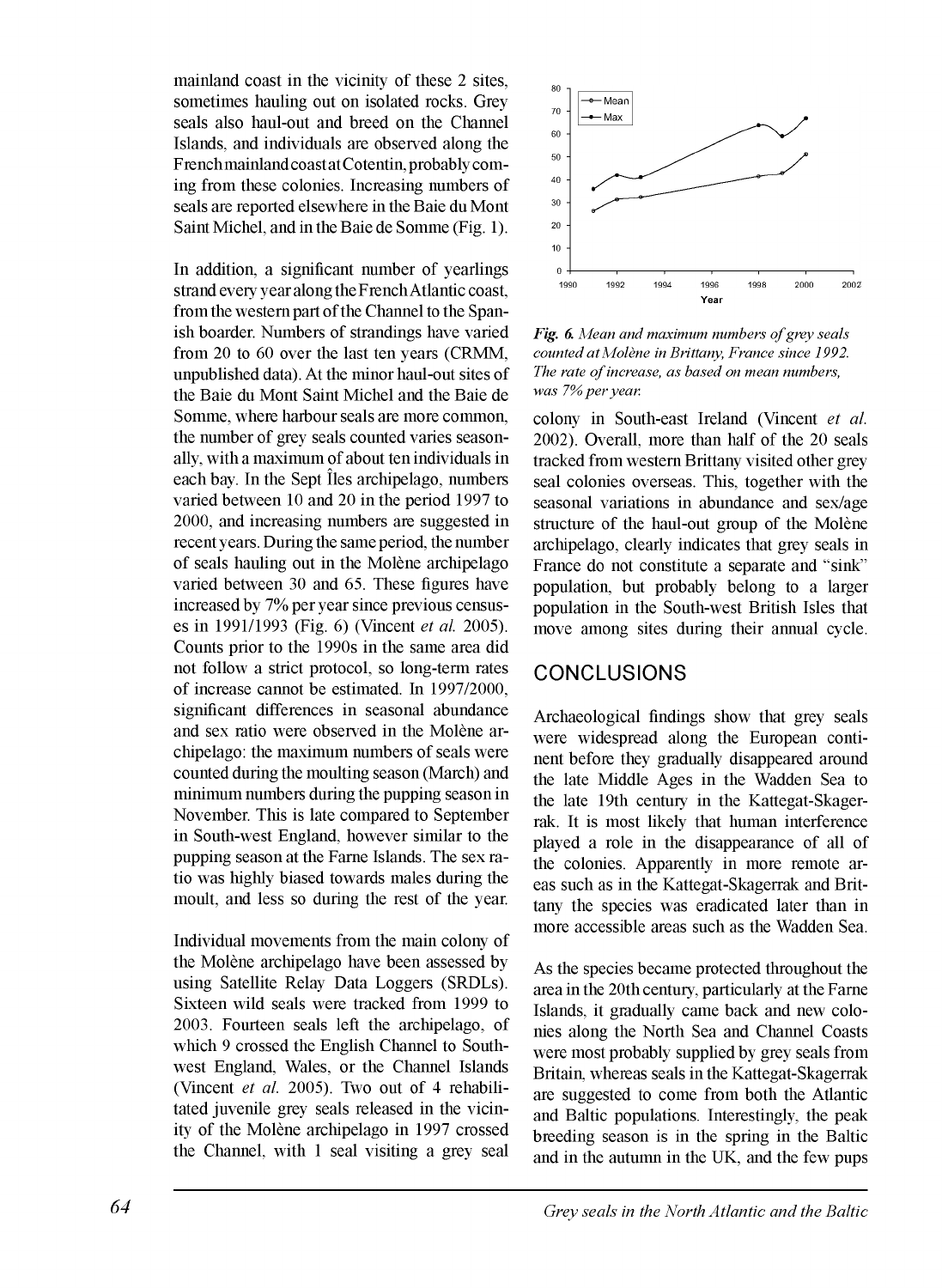mainland coast in the vicinity of these 2 sites, sometimes hauling out on isolated rocks. Grey seals also haul-out and breed on the Channel Islands, and individuals are observed along the French mainland coast at Cotentin, probably coming from these colonies. Increasing numbers of seals are reported elsewhere in the Baie du Mont Saint Michel, and in the Baie de Somme (Fig. 1).

In addition, a significant number of yearlings strand every year along the French Atlantic coast, from the western part of the Channel to the Spanish boarder. Numbers of strandings have varied from 20 to 60 over the last ten years (CRMM, unpublished data). At the minor haul-out sites of the Baie du Mont Saint Michel and the Baie de Somme, where harbour seals are more common, the number of grey seals counted varies seasonally, with a maximum of about ten individuals in each bay. In the Sept Îles archipelago, numbers varied between 10 and 20 in the period 1997 to 2000, and increasing numbers are suggested in recent years. During the same period, the number of seals hauling out in the Molène archipelago varied between 30 and 65. These figures have increased by 7% per year since previous censuses in 1991/1993 (Fig. 6) (Vincent *et al.* 2005). Counts prior to the 1990s in the same area did not follow a strict protocol, so long-term rates of increase cannot be estimated. In 1997/2000, significant differences in seasonal abundance and sex ratio were observed in the Molène archipelago: the maximum numbers of seals were counted during the moulting season (March) and minimum numbers during the pupping season in November. This is late compared to September in South-west England, however similar to the pupping season at the Farne Islands. The sex ratio was highly biased towards males during the moult, and less so during the rest of the year.

Individual movements from the main colony of the Molène archipelago have been assessed by using Satellite Relay Data Loggers (SRDLs). Sixteen wild seals were tracked from 1999 to 2003. Fourteen seals left the archipelago, of which 9 crossed the English Channel to South-west England, Wales, or the Channel Islands (Vincent *et al.* 2005). Two out of 4 rehabilitated juvenile grey seals released in the vicinity of the Molène archipelago in 1997 crossed the Channel, with 1 seal visiting a grey seal colony in South-east Ireland (Vincent *et al.* 2002). Overall, more than half of the 20 seals tracked from western Brittany visited other grey seal colonies overseas. This, together with the seasonal variations in abundance and sex/age structure of the haul-out group of the Molène archipelago, clearly indicates that grey seals in France do not constitute a separate and "sink" population, but probably belong to a larger population in the South-west British Isles that move among sites during their annual cycle.

*Fig. 6. Mean and maximum numbers of grey seals counted at Molène in Brittany, France since 1992. The rate of increase, as based on mean numbers, was 7% per year.*

## CONCLUSIONS

Archaeological findings show that grey seals were widespread along the European continent before they gradually disappeared around the late Middle Ages in the Wadden Sea to the late 19th century in the Kattegat-Skagerrak. It is most likely that human interference played a role in the disappearance of all of the colonies. Apparently in more remote areas such as in the Kattegat-Skagerrak and Brittany the species was eradicated later than in more accessible areas such as the Wadden Sea.

As the species became protected throughout the area in the 20th century, particularly at the Farne Islands, it gradually came back and new colonies along the North Sea and Channel Coasts were most probably supplied by grey seals from Britain, whereas seals in the Kattegat-Skagerrak are suggested to come from both the Atlantic and Baltic populations. Interestingly, the peak breeding season is in the spring in the Baltic and in the autumn in the UK, and the few pups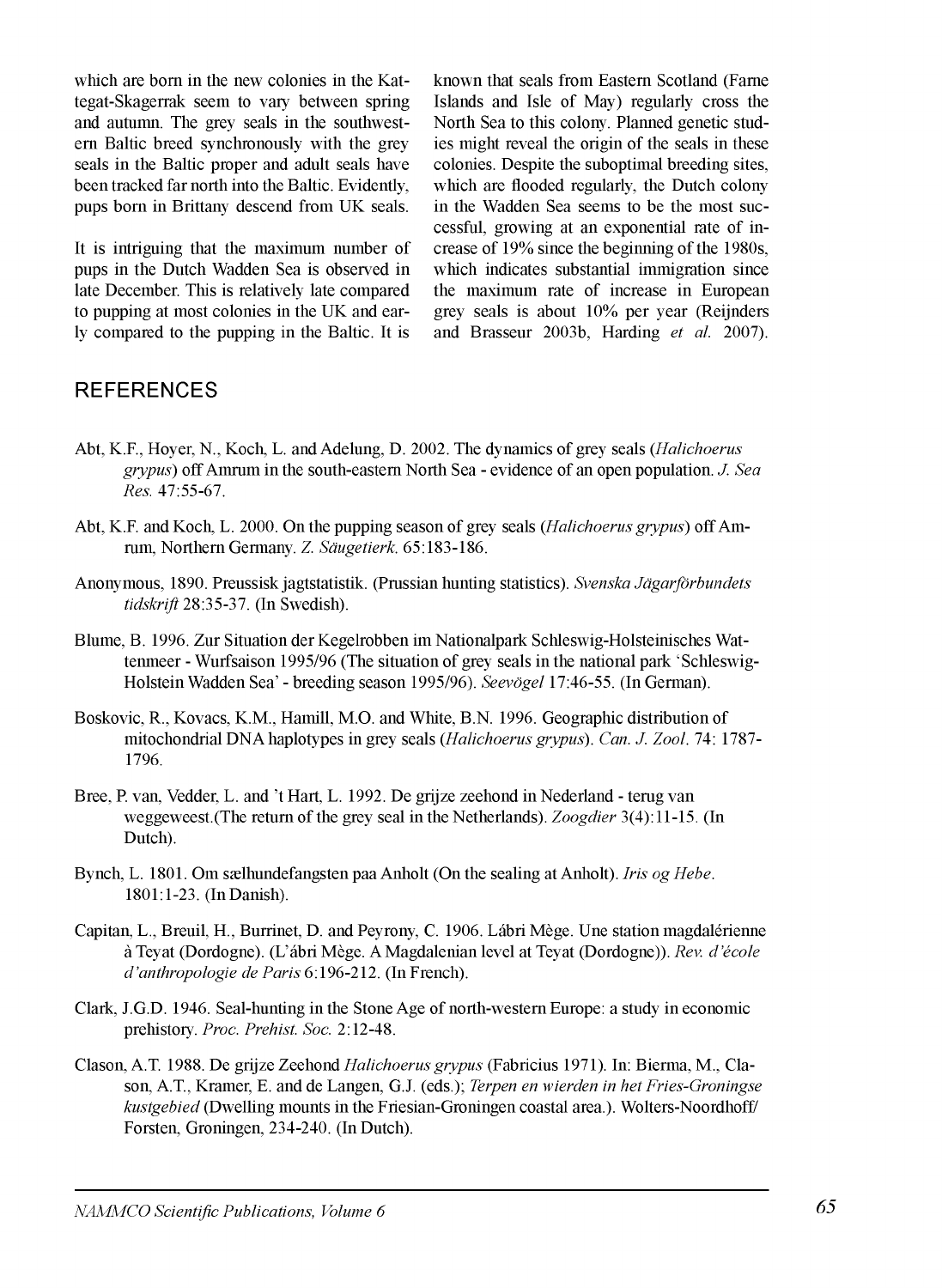which are born in the new colonies in the Kattegat-Skagerrak seem to vary between spring and autumn. The grey seals in the southwestern Baltic breed synchronously with the grey seals in the Baltic proper and adult seals have been tracked far north into the Baltic. Evidently, pups born in Brittany descend from UK seals.

It is intriguing that the maximum number of pups in the Dutch Wadden Sea is observed in late December. This is relatively late compared to pupping at most colonies in the UK and early compared to the pupping in the Baltic. It is known that seals from Eastern Scotland (Farne Islands and Isle of May) regularly cross the North Sea to this colony. Planned genetic studies might reveal the origin of the seals in these colonies. Despite the suboptimal breeding sites, which are flooded regularly, the Dutch colony in the Wadden Sea seems to be the most successful, growing at an exponential rate of increase of 19% since the beginning of the 1980s, which indicates substantial immigration since the maximum rate of increase in European grey seals is about 10% per year (Reijnders and Brasseur 2003b, Harding *et al.* 2007).

## REFERENCES

Abt, K.F., Hoyer, N., Koch, L. and Adelung, D. 2002. The dynamics of grey seals (*Halichoerus grypus*) off Amrum in the south-eastern North Sea - evidence of an open population. *J. Sea Res.* 47:55-67.

Abt, K.F. and Koch, L. 2000. On the pupping season of grey seals (*Halichoerus grypus*) off Amrum, Northern Germany. *Z. Säugetierk.* 65:183-186.

Anonymous, 1890. Preussisk jagtstatistik. (Prussian hunting statistics). *Svenska Jägarförbundets tidskrift* 28:35-37. (In Swedish).

Blume, B. 1996. Zur Situation der Kegelrobben im Nationalpark Schleswig-Holsteinisches Wattenmeer - Wurfsaison 1995/96 (The situation of grey seals in the national park 'Schleswig-Holstein Wadden Sea' - breeding season 1995/96). *Seevögel* 17:46-55. (In German).

Boskovic, R., Kovacs, K.M., Hamill, M.O. and White, B.N. 1996. Geographic distribution of mitochondrial DNA haplotypes in grey seals (*Halichoerus grypus*). *Can. J. Zool.* 74: 1787-1796.

Bree, P. van, Vedder, L. and 't Hart, L. 1992. De grijze zeehond in Nederland - terug van weggeweest.(The return of the grey seal in the Netherlands). *Zoogdier* 3(4):11-15. (In Dutch).

Bynch, L. 1801. Om sælhundefangsten paa Anholt (On the sealing at Anholt). *Iris og Hebe.* 1801:1-23. (In Danish).

Capitan, L., Breuil, H., Burrinet, D. and Peyrony, C. 1906. Lábri Mège. Une station magdalérienne à Teyat (Dordogne). (L'ábri Mège. A Magdalenian level at Teyat (Dordogne)). *Rev. d'école d'anthropologie de Paris* 6:196-212. (In French).

Clark, J.G.D. 1946. Seal-hunting in the Stone Age of north-western Europe: a study in economic prehistory. *Proc. Prehist. Soc.* 2:12-48.

Clason, A.T. 1988. De grijze Zeehond *Halichoerus grypus* (Fabricius 1971). In: Bierma, M., Clason, A.T., Kramer, E. and de Langen, G.J. (eds.); *Terpen en wierden in het Fries-Groningse kustgebied* (Dwelling mounts in the Friesian-Groningen coastal area.). Wolters-Noordhoff/Forsten, Groningen, 234-240. (In Dutch).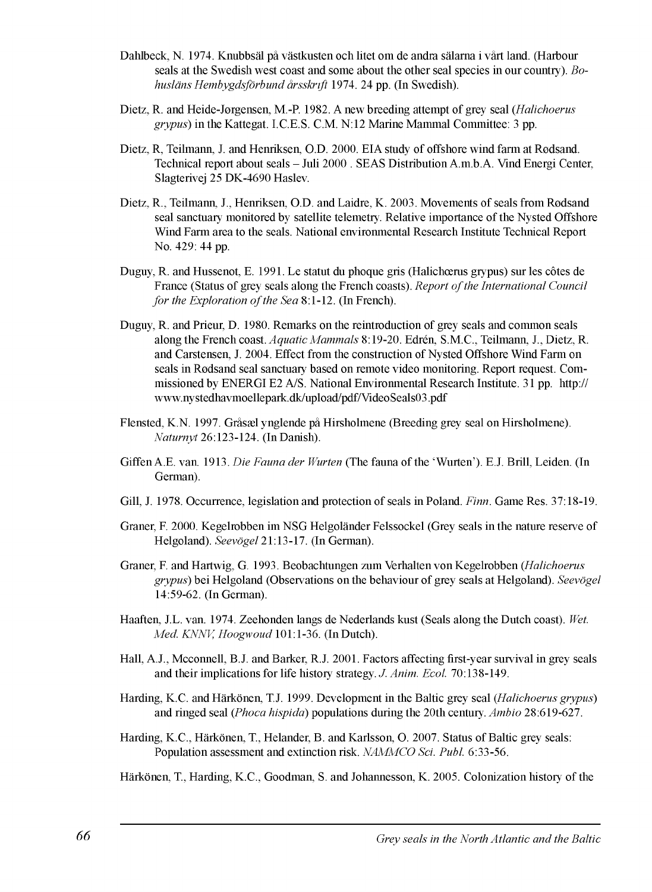Dahlbeck, N. 1974. Knubbsäl på västkusten och litet om de andra sälarna i vårt land. (Harbour seals at the Swedish west coast and some about the other seal species in our country). *Bohusläns Hembygdsförbund årsskrift* 1974. 24 pp. (In Swedish).

Dietz, R. and Heide-Jørgensen, M.-P. 1982. A new breeding attempt of grey seal (*Halichoerus grypus*) in the Kattegat. I.C.E.S. C.M. N:12 Marine Mammal Committee: 3 pp.

Dietz, R, Teilmann, J. and Henriksen, O.D. 2000. EIA study of offshore wind farm at Rødsand. Technical report about seals – Juli 2000 . SEAS Distribution A.m.b.A. Vind Energi Center, Slagterivej 25 DK-4690 Haslev.

Dietz, R., Teilmann, J., Henriksen, O.D. and Laidre, K. 2003. Movements of seals from Rødsand seal sanctuary monitored by satellite telemetry. Relative importance of the Nysted Offshore Wind Farm area to the seals. National environmental Research Institute Technical Report No. 429: 44 pp.

Duguy, R. and Hussenot, E. 1991. Le statut du phoque gris (Halichœrus grypus) sur les côtes de France (Status of grey seals along the French coasts). *Report of the International Council for the Exploration of the Sea* 8:1-12. (In French).

Duguy, R. and Prieur, D. 1980. Remarks on the reintroduction of grey seals and common seals along the French coast. *Aquatic Mammals* 8:19-20. Edrén, S.M.C., Teilmann, J., Dietz, R. and Carstensen, J. 2004. Effect from the construction of Nysted Offshore Wind Farm on seals in Rødsand seal sanctuary based on remote video monitoring. Report request. Commissioned by ENERGI E2 A/S. National Environmental Research Institute. 31 pp. http://www.nystedhavmoellepark.dk/upload/pdf/VideoSeals03.pdf

Flensted, K.N. 1997. Gråsæl ynglende på Hirsholmene (Breeding grey seal on Hirsholmene). *Naturnyt* 26:123-124. (In Danish).

Giffen A.E. van. 1913. *Die Fauna der Wurten* (The fauna of the 'Wurten'). E.J. Brill, Leiden. (In German).

Gill, J. 1978. Occurrence, legislation and protection of seals in Poland. *Finn*. Game Res. 37:18-19.

Graner, F. 2000. Kegelrobben im NSG Helgoländer Felssockel (Grey seals in the nature reserve of Helgoland). *Seevögel* 21:13-17. (In German).

Graner, F. and Hartwig, G. 1993. Beobachtungen zum Verhalten von Kegelrobben (*Halichoerus grypus*) bei Helgoland (Observations on the behaviour of grey seals at Helgoland). *Seevögel* 14:59-62. (In German).

Haaften, J.L. van. 1974. Zeehonden langs de Nederlands kust (Seals along the Dutch coast). *Wet. Med. KNNV, Hoogwoud* 101:1-36. (In Dutch).

Hall, A.J., Mcconnell, B.J. and Barker, R.J. 2001. Factors affecting first-year survival in grey seals and their implications for life history strategy. *J. Anim. Ecol.* 70:138-149.

Harding, K.C. and Härkönen, T.J. 1999. Development in the Baltic grey seal (*Halichoerus grypus*) and ringed seal (*Phoca hispida*) populations during the 20th century. *Ambio* 28:619-627.

Harding, K.C., Härkönen, T., Helander, B. and Karlsson, O. 2007. Status of Baltic grey seals: Population assessment and extinction risk. *NAMMCO Sci. Publ.* 6:33-56.

Härkönen, T., Harding, K.C., Goodman, S. and Johannesson, K. 2005. Colonization history of the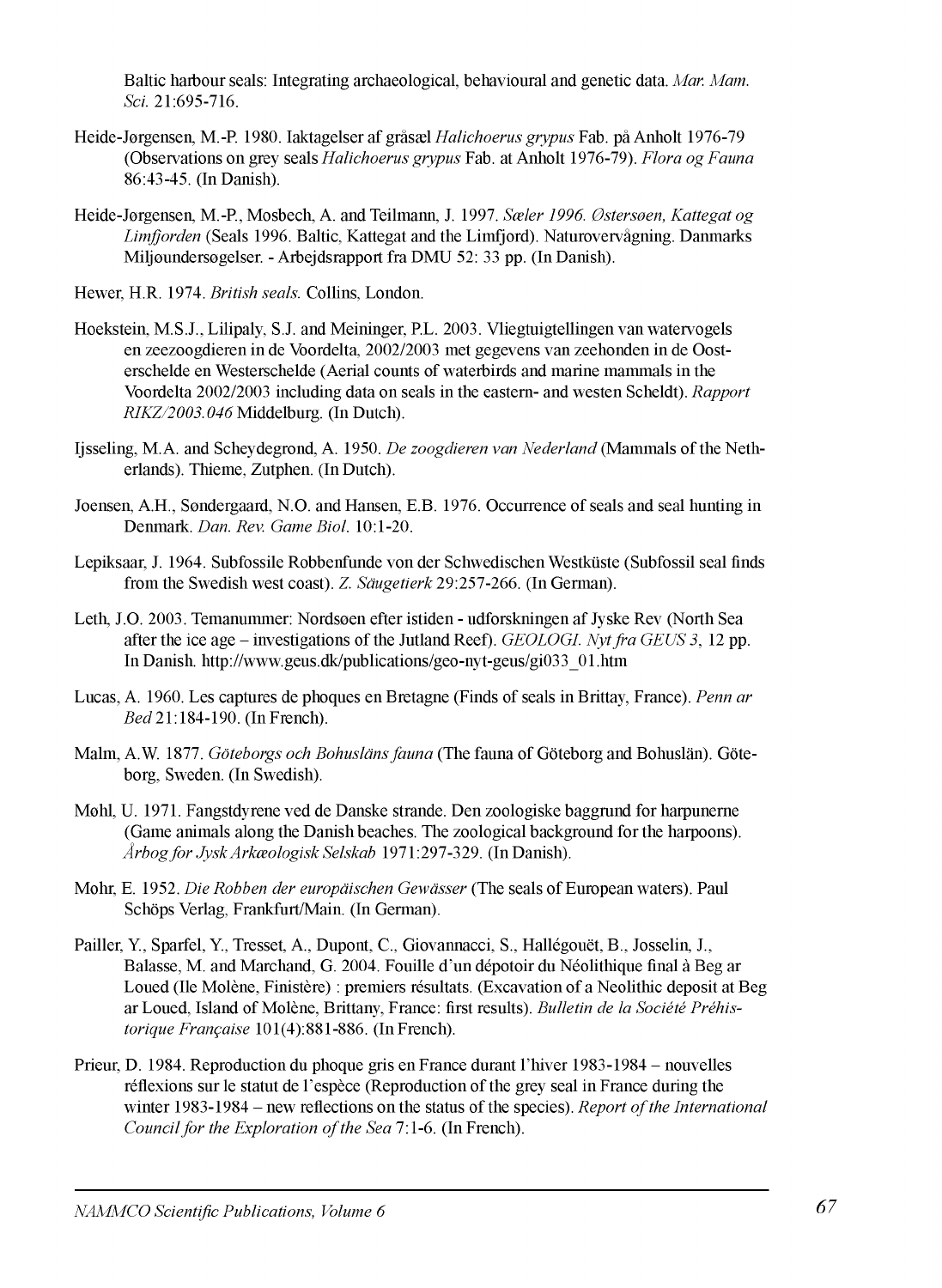Baltic harbour seals: Integrating archaeological, behavioural and genetic data. *Mar. Mam. Sci.* 21:695-716.

Heide-Jørgensen, M.-P. 1980. Iaktagelser af gråsæl *Halichoerus grypus* Fab. på Anholt 1976-79 (Observations on grey seals *Halichoerus grypus* Fab. at Anholt 1976-79). *Flora og Fauna* 86:43-45. (In Danish).

Heide-Jørgensen, M.-P., Mosbech, A. and Teilmann, J. 1997. *Sæler 1996. Østersøen, Kattegat og Limfjorden* (Seals 1996. Baltic, Kattegat and the Limfjord). Naturovervågning. Danmarks Miljøundersøgelser. - Arbejdsrapport fra DMU 52: 33 pp. (In Danish).

Hewer, H.R. 1974. *British seals.* Collins, London.

Hoekstein, M.S.J., Lilipaly, S.J. and Meininger, P.L. 2003. Vliegtuigtellingen van watervogels en zeezoogdieren in de Voordelta, 2002/2003 met gegevens van zeehonden in de Oosterschelde en Westerschelde (Aerial counts of waterbirds and marine mammals in the Voordelta 2002/2003 including data on seals in the eastern- and westen Scheldt). *Rapport RIKZ/2003.046* Middelburg. (In Dutch).

Ijsseling, M.A. and Scheydegrond, A. 1950. *De zoogdieren van Nederland* (Mammals of the Netherlands). Thieme, Zutphen. (In Dutch).

Joensen, A.H., Søndergaard, N.O. and Hansen, E.B. 1976. Occurrence of seals and seal hunting in Denmark. *Dan. Rev. Game Biol.* 10:1-20.

Lepiksaar, J. 1964. Subfossile Robbenfunde von der Schwedischen Westküste (Subfossil seal finds from the Swedish west coast). *Z. Säugetierk* 29:257-266. (In German).

Leth, J.O. 2003. Temanummer: Nordsøen efter istiden - udforskningen af Jyske Rev (North Sea after the ice age – investigations of the Jutland Reef). *GEOLOGI. Nyt fra GEUS 3*, 12 pp. In Danish. http://www.geus.dk/publications/geo-nyt-geus/gi033_01.htm

Lucas, A. 1960. Les captures de phoques en Bretagne (Finds of seals in Brittay, France). *Penn ar Bed* 21:184-190. (In French).

Malm, A.W. 1877. *Göteborgs och Bohusläns fauna* (The fauna of Göteborg and Bohuslän). Göteborg, Sweden. (In Swedish).

Møhl, U. 1971. Fangstdyrene ved de Danske strande. Den zoologiske baggrund for harpunerne (Game animals along the Danish beaches. The zoological background for the harpoons). *Årbog for Jysk Arkæologisk Selskab* 1971:297-329. (In Danish).

Mohr, E. 1952. *Die Robben der europäischen Gewässer* (The seals of European waters). Paul Schöps Verlag, Frankfurt/Main. (In German).

Pailler, Y., Sparfel, Y., Tresset, A., Dupont, C., Giovannacci, S., Hallégouët, B., Josselin, J., Balasse, M. and Marchand, G. 2004. Fouille d'un dépotoir du Néolithique final à Beg ar Loued (Ile Molène, Finistère) : premiers résultats. (Excavation of a Neolithic deposit at Beg ar Loued, Island of Molène, Brittany, France: first results). *Bulletin de la Société Préhistorique Française* 101(4):881-886. (In French).

Prieur, D. 1984. Reproduction du phoque gris en France durant l'hiver 1983-1984 – nouvelles réflexions sur le statut de l'espèce (Reproduction of the grey seal in France during the winter 1983-1984 – new reflections on the status of the species). *Report of the International Council for the Exploration of the Sea* 7:1-6. (In French).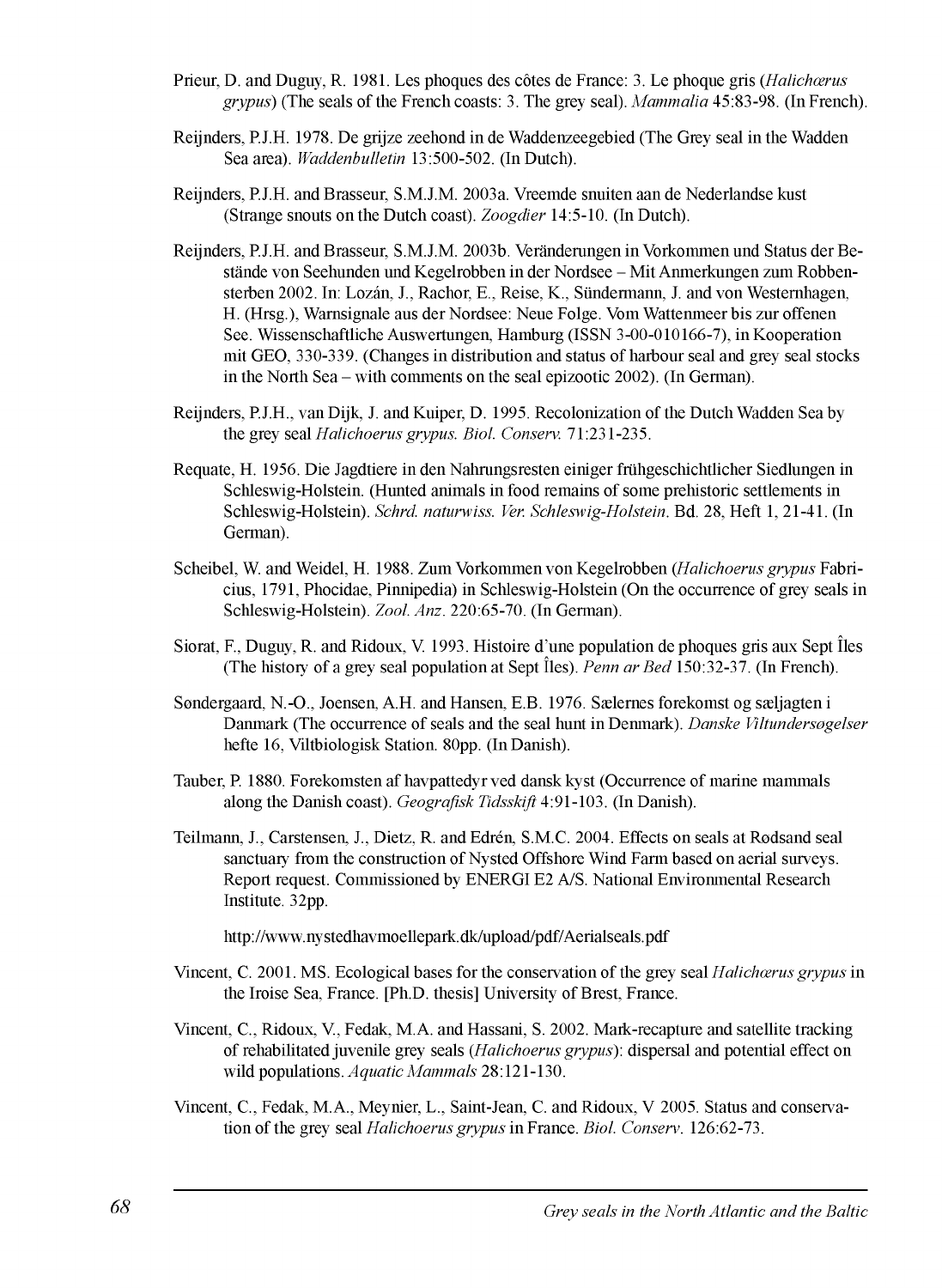Prieur, D. and Duguy, R. 1981. Les phoques des côtes de France: 3. Le phoque gris (*Halichœrus grypus*) (The seals of the French coasts: 3. The grey seal). *Mammalia* 45:83-98. (In French).

Reijnders, P.J.H. 1978. De grijze zeehond in de Waddenzeegebied (The Grey seal in the Wadden Sea area). *Waddenbulletin* 13:500-502. (In Dutch).

Reijnders, P.J.H. and Brasseur, S.M.J.M. 2003a. Vreemde snuiten aan de Nederlandse kust (Strange snouts on the Dutch coast). *Zoogdier* 14:5-10. (In Dutch).

Reijnders, P.J.H. and Brasseur, S.M.J.M. 2003b. Veränderungen in Vorkommen und Status der Bestände von Seehunden und Kegelrobben in der Nordsee – Mit Anmerkungen zum Robbensterben 2002. In: Lozán, J., Rachor, E., Reise, K., Sündermann, J. and von Westernhagen, H. (Hrsg.), Warnsignale aus der Nordsee: Neue Folge. Vom Wattenmeer bis zur offenen See. Wissenschaftliche Auswertungen, Hamburg (ISSN 3-00-010166-7), in Kooperation mit GEO, 330-339. (Changes in distribution and status of harbour seal and grey seal stocks in the North Sea – with comments on the seal epizootic 2002). (In German).

Reijnders, P.J.H., van Dijk, J. and Kuiper, D. 1995. Recolonization of the Dutch Wadden Sea by the grey seal *Halichoerus grypus*. *Biol. Conserv.* 71:231-235.

Requate, H. 1956. Die Jagdtiere in den Nahrungsresten einiger frühgeschichtlicher Siedlungen in Schleswig-Holstein. (Hunted animals in food remains of some prehistoric settlements in Schleswig-Holstein). *Schrd. naturwiss. Ver. Schleswig-Holstein*. Bd. 28, Heft 1, 21-41. (In German).

Scheibel, W. and Weidel, H. 1988. Zum Vorkommen von Kegelrobben (*Halichoerus grypus* Fabricius, 1791, Phocidae, Pinnipedia) in Schleswig-Holstein (On the occurrence of grey seals in Schleswig-Holstein). *Zool. Anz*. 220:65-70. (In German).

Siorat, F., Duguy, R. and Ridoux, V. 1993. Histoire d'une population de phoques gris aux Sept Îles (The history of a grey seal population at Sept Îles). *Penn ar Bed* 150:32-37. (In French).

Søndergaard, N.-O., Joensen, A.H. and Hansen, E.B. 1976. Sælernes forekomst og sæljagten i Danmark (The occurrence of seals and the seal hunt in Denmark). *Danske Viltundersøgelser* hefte 16, Viltbiologisk Station. 80pp. (In Danish).

Tauber, P. 1880. Forekomsten af havpattedyr ved dansk kyst (Occurrence of marine mammals along the Danish coast). *Geografisk Tidsskift* 4:91-103. (In Danish).

Teilmann, J., Carstensen, J., Dietz, R. and Edrén, S.M.C. 2004. Effects on seals at Rødsand seal sanctuary from the construction of Nysted Offshore Wind Farm based on aerial surveys. Report request. Commissioned by ENERGI E2 A/S. National Environmental Research Institute. 32pp.

http://www.nystedhavmoellepark.dk/upload/pdf/Aerialseals.pdf

Vincent, C. 2001. MS. Ecological bases for the conservation of the grey seal *Halichœrus grypus* in the Iroise Sea, France. [Ph.D. thesis] University of Brest, France.

Vincent, C., Ridoux, V., Fedak, M.A. and Hassani, S. 2002. Mark-recapture and satellite tracking of rehabilitated juvenile grey seals (*Halichoerus grypus*): dispersal and potential effect on wild populations. *Aquatic Mammals* 28:121-130.

Vincent, C., Fedak, M.A., Meynier, L., Saint-Jean, C. and Ridoux, V 2005. Status and conservation of the grey seal *Halichoerus grypus* in France. *Biol. Conserv*. 126:62-73.